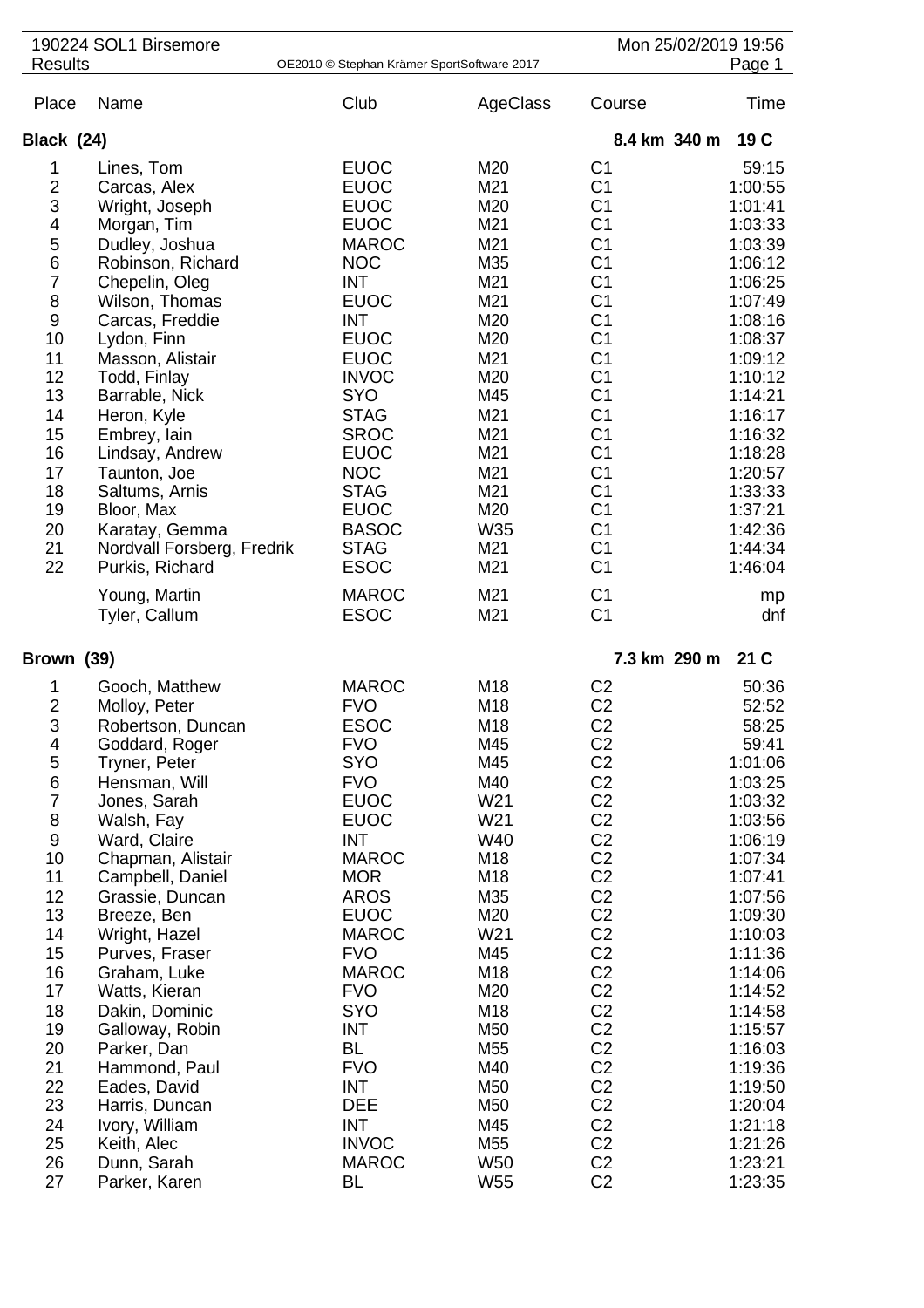# 190224 SOL1 Birsemore

## Results

OE2010 © Stephan Krämer SportSoftware 2017

Mon 25/02/2019 19:56

| Place | Name | Club | AgeClass | Course | Time |
|---|---|---|---|---|---|
| **Black (24)** | | | | **8.4 km 340 m** | **19 C** |
| 1 | Lines, Tom | EUOC | M20 | C1 | 59:15 |
| 2 | Carcas, Alex | EUOC | M21 | C1 | 1:00:55 |
| 3 | Wright, Joseph | EUOC | M20 | C1 | 1:01:41 |
| 4 | Morgan, Tim | EUOC | M21 | C1 | 1:03:33 |
| 5 | Dudley, Joshua | MAROC | M21 | C1 | 1:03:39 |
| 6 | Robinson, Richard | NOC | M35 | C1 | 1:06:12 |
| 7 | Chepelin, Oleg | INT | M21 | C1 | 1:06:25 |
| 8 | Wilson, Thomas | EUOC | M21 | C1 | 1:07:49 |
| 9 | Carcas, Freddie | INT | M20 | C1 | 1:08:16 |
| 10 | Lydon, Finn | EUOC | M20 | C1 | 1:08:37 |
| 11 | Masson, Alistair | EUOC | M21 | C1 | 1:09:12 |
| 12 | Todd, Finlay | INVOC | M20 | C1 | 1:10:12 |
| 13 | Barrable, Nick | SYO | M45 | C1 | 1:14:21 |
| 14 | Heron, Kyle | STAG | M21 | C1 | 1:16:17 |
| 15 | Embrey, Iain | SROC | M21 | C1 | 1:16:32 |
| 16 | Lindsay, Andrew | EUOC | M21 | C1 | 1:18:28 |
| 17 | Taunton, Joe | NOC | M21 | C1 | 1:20:57 |
| 18 | Saltums, Arnis | STAG | M21 | C1 | 1:33:33 |
| 19 | Bloor, Max | EUOC | M20 | C1 | 1:37:21 |
| 20 | Karatay, Gemma | BASOC | W35 | C1 | 1:42:36 |
| 21 | Nordvall Forsberg, Fredrik | STAG | M21 | C1 | 1:44:34 |
| 22 | Purkis, Richard | ESOC | M21 | C1 | 1:46:04 |
| | Young, Martin | MAROC | M21 | C1 | mp |
| | Tyler, Callum | ESOC | M21 | C1 | dnf |
| **Brown (39)** | | | | **7.3 km 290 m** | **21 C** |
| 1 | Gooch, Matthew | MAROC | M18 | C2 | 50:36 |
| 2 | Molloy, Peter | FVO | M18 | C2 | 52:52 |
| 3 | Robertson, Duncan | ESOC | M18 | C2 | 58:25 |
| 4 | Goddard, Roger | FVO | M45 | C2 | 59:41 |
| 5 | Tryner, Peter | SYO | M45 | C2 | 1:01:06 |
| 6 | Hensman, Will | FVO | M40 | C2 | 1:03:25 |
| 7 | Jones, Sarah | EUOC | W21 | C2 | 1:03:32 |
| 8 | Walsh, Fay | EUOC | W21 | C2 | 1:03:56 |
| 9 | Ward, Claire | INT | W40 | C2 | 1:06:19 |
| 10 | Chapman, Alistair | MAROC | M18 | C2 | 1:07:34 |
| 11 | Campbell, Daniel | MOR | M18 | C2 | 1:07:41 |
| 12 | Grassie, Duncan | AROS | M35 | C2 | 1:07:56 |
| 13 | Breeze, Ben | EUOC | M20 | C2 | 1:09:30 |
| 14 | Wright, Hazel | MAROC | W21 | C2 | 1:10:03 |
| 15 | Purves, Fraser | FVO | M45 | C2 | 1:11:36 |
| 16 | Graham, Luke | MAROC | M18 | C2 | 1:14:06 |
| 17 | Watts, Kieran | FVO | M20 | C2 | 1:14:52 |
| 18 | Dakin, Dominic | SYO | M18 | C2 | 1:14:58 |
| 19 | Galloway, Robin | INT | M50 | C2 | 1:15:57 |
| 20 | Parker, Dan | BL | M55 | C2 | 1:16:03 |
| 21 | Hammond, Paul | FVO | M40 | C2 | 1:19:36 |
| 22 | Eades, David | INT | M50 | C2 | 1:19:50 |
| 23 | Harris, Duncan | DEE | M50 | C2 | 1:20:04 |
| 24 | Ivory, William | INT | M45 | C2 | 1:21:18 |
| 25 | Keith, Alec | INVOC | M55 | C2 | 1:21:26 |
| 26 | Dunn, Sarah | MAROC | W50 | C2 | 1:23:21 |
| 27 | Parker, Karen | BL | W55 | C2 | 1:23:35 |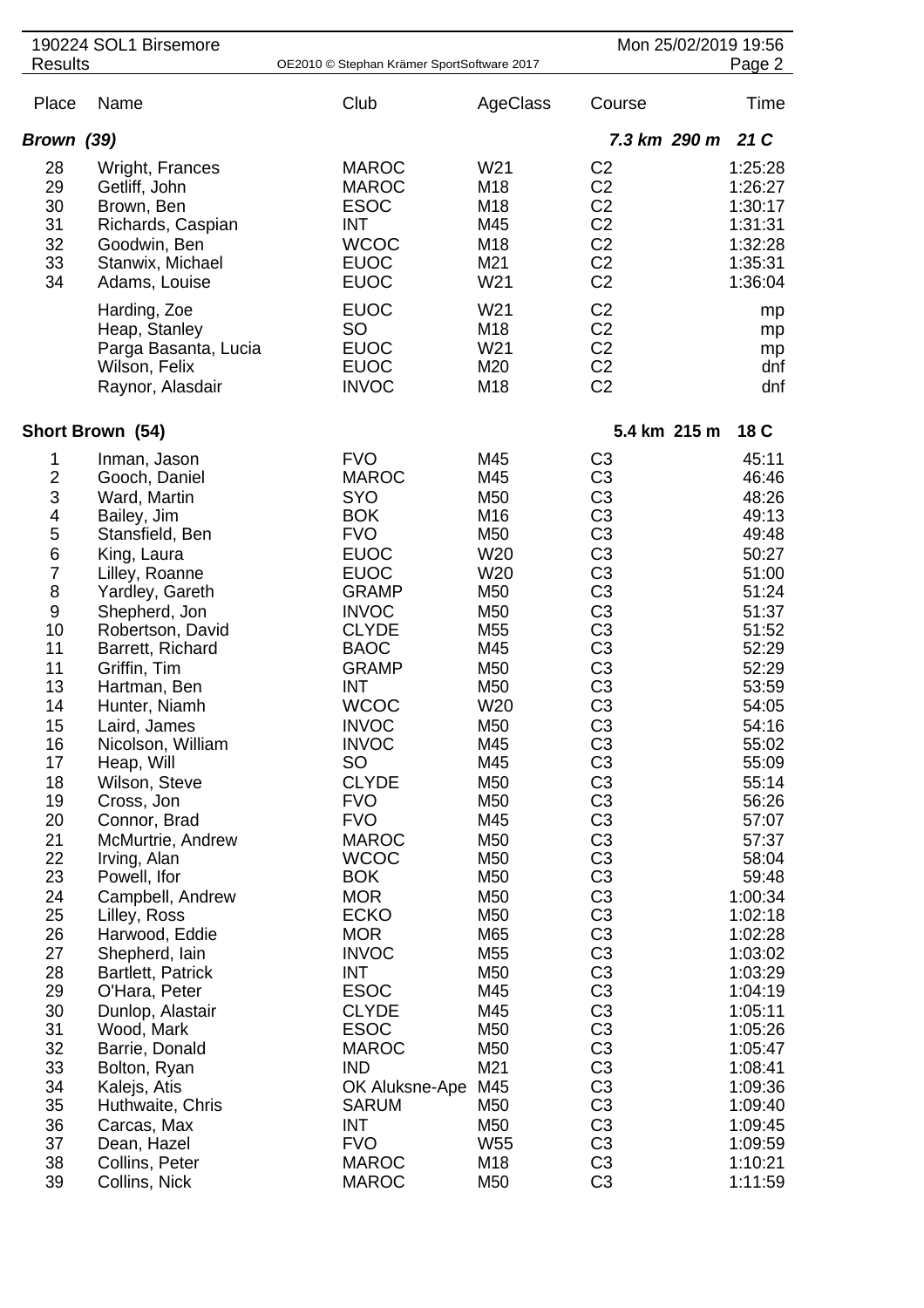| Place | Name | Club | AgeClass | Course | Time |
|---|---|---|---|---|---|
| ***Brown (39)*** | | | | ***7.3 km 290 m*** | ***21 C*** |
| 28 | Wright, Frances | MAROC | W21 | C2 | 1:25:28 |
| 29 | Getliff, John | MAROC | M18 | C2 | 1:26:27 |
| 30 | Brown, Ben | ESOC | M18 | C2 | 1:30:17 |
| 31 | Richards, Caspian | INT | M45 | C2 | 1:31:31 |
| 32 | Goodwin, Ben | WCOC | M18 | C2 | 1:32:28 |
| 33 | Stanwix, Michael | EUOC | M21 | C2 | 1:35:31 |
| 34 | Adams, Louise | EUOC | W21 | C2 | 1:36:04 |
| | Harding, Zoe | EUOC | W21 | C2 | mp |
| | Heap, Stanley | SO | M18 | C2 | mp |
| | Parga Basanta, Lucia | EUOC | W21 | C2 | mp |
| | Wilson, Felix | EUOC | M20 | C2 | dnf |
| | Raynor, Alasdair | INVOC | M18 | C2 | dnf |
| **Short Brown (54)** | | | | **5.4 km 215 m** | **18 C** |
| 1 | Inman, Jason | FVO | M45 | C3 | 45:11 |
| 2 | Gooch, Daniel | MAROC | M45 | C3 | 46:46 |
| 3 | Ward, Martin | SYO | M50 | C3 | 48:26 |
| 4 | Bailey, Jim | BOK | M16 | C3 | 49:13 |
| 5 | Stansfield, Ben | FVO | M50 | C3 | 49:48 |
| 6 | King, Laura | EUOC | W20 | C3 | 50:27 |
| 7 | Lilley, Roanne | EUOC | W20 | C3 | 51:00 |
| 8 | Yardley, Gareth | GRAMP | M50 | C3 | 51:24 |
| 9 | Shepherd, Jon | INVOC | M50 | C3 | 51:37 |
| 10 | Robertson, David | CLYDE | M55 | C3 | 51:52 |
| 11 | Barrett, Richard | BAOC | M45 | C3 | 52:29 |
| 11 | Griffin, Tim | GRAMP | M50 | C3 | 52:29 |
| 13 | Hartman, Ben | INT | M50 | C3 | 53:59 |
| 14 | Hunter, Niamh | WCOC | W20 | C3 | 54:05 |
| 15 | Laird, James | INVOC | M50 | C3 | 54:16 |
| 16 | Nicolson, William | INVOC | M45 | C3 | 55:02 |
| 17 | Heap, Will | SO | M45 | C3 | 55:09 |
| 18 | Wilson, Steve | CLYDE | M50 | C3 | 55:14 |
| 19 | Cross, Jon | FVO | M50 | C3 | 56:26 |
| 20 | Connor, Brad | FVO | M45 | C3 | 57:07 |
| 21 | McMurtrie, Andrew | MAROC | M50 | C3 | 57:37 |
| 22 | Irving, Alan | WCOC | M50 | C3 | 58:04 |
| 23 | Powell, Ifor | BOK | M50 | C3 | 59:48 |
| 24 | Campbell, Andrew | MOR | M50 | C3 | 1:00:34 |
| 25 | Lilley, Ross | ECKO | M50 | C3 | 1:02:18 |
| 26 | Harwood, Eddie | MOR | M65 | C3 | 1:02:28 |
| 27 | Shepherd, Iain | INVOC | M55 | C3 | 1:03:02 |
| 28 | Bartlett, Patrick | INT | M50 | C3 | 1:03:29 |
| 29 | O'Hara, Peter | ESOC | M45 | C3 | 1:04:19 |
| 30 | Dunlop, Alastair | CLYDE | M45 | C3 | 1:05:11 |
| 31 | Wood, Mark | ESOC | M50 | C3 | 1:05:26 |
| 32 | Barrie, Donald | MAROC | M50 | C3 | 1:05:47 |
| 33 | Bolton, Ryan | IND | M21 | C3 | 1:08:41 |
| 34 | Kalejs, Atis | OK Aluksne-Ape | M45 | C3 | 1:09:36 |
| 35 | Huthwaite, Chris | SARUM | M50 | C3 | 1:09:40 |
| 36 | Carcas, Max | INT | M50 | C3 | 1:09:45 |
| 37 | Dean, Hazel | FVO | W55 | C3 | 1:09:59 |
| 38 | Collins, Peter | MAROC | M18 | C3 | 1:10:21 |
| 39 | Collins, Nick | MAROC | M50 | C3 | 1:11:59 |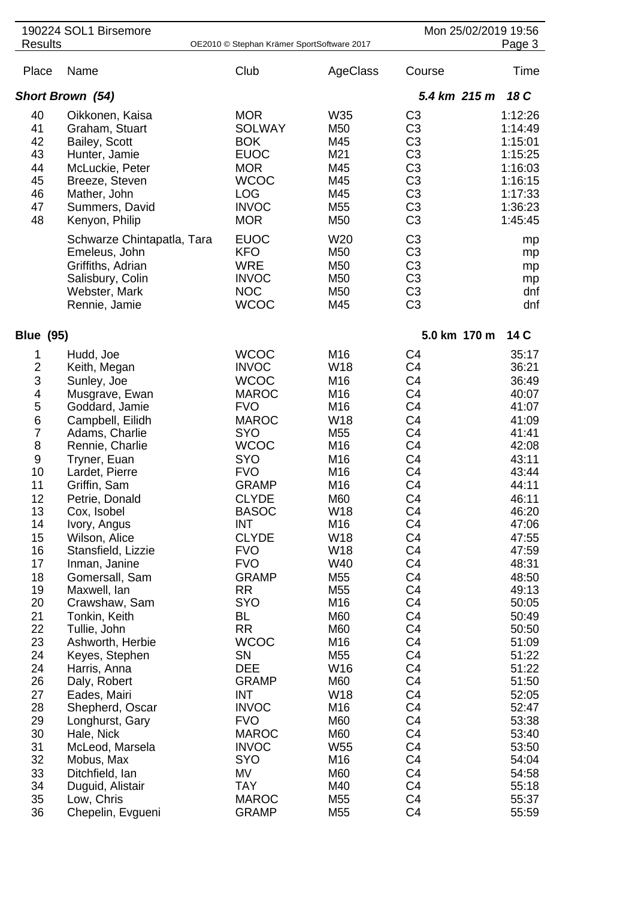190224 SOL1 Birsemore

Results

OE2010 © Stephan Krämer SportSoftware 2017

Mon 25/02/2019 19:56

| Place | Name | Club | AgeClass | Course | Time |
|---|---|---|---|---|---|
| ***Short Brown (54)*** | | | | ***5.4 km 215 m*** | ***18 C*** |
| 40 | Oikkonen, Kaisa | MOR | W35 | C3 | 1:12:26 |
| 41 | Graham, Stuart | SOLWAY | M50 | C3 | 1:14:49 |
| 42 | Bailey, Scott | BOK | M45 | C3 | 1:15:01 |
| 43 | Hunter, Jamie | EUOC | M21 | C3 | 1:15:25 |
| 44 | McLuckie, Peter | MOR | M45 | C3 | 1:16:03 |
| 45 | Breeze, Steven | WCOC | M45 | C3 | 1:16:15 |
| 46 | Mather, John | LOG | M45 | C3 | 1:17:33 |
| 47 | Summers, David | INVOC | M55 | C3 | 1:36:23 |
| 48 | Kenyon, Philip | MOR | M50 | C3 | 1:45:45 |
| | Schwarze Chintapatla, Tara | EUOC | W20 | C3 | mp |
| | Emeleus, John | KFO | M50 | C3 | mp |
| | Griffiths, Adrian | WRE | M50 | C3 | mp |
| | Salisbury, Colin | INVOC | M50 | C3 | mp |
| | Webster, Mark | NOC | M50 | C3 | dnf |
| | Rennie, Jamie | WCOC | M45 | C3 | dnf |

| Place | Name | Club | AgeClass | Course | Time |
|---|---|---|---|---|---|
| **Blue (95)** | | | | **5.0 km 170 m** | **14 C** |
| 1 | Hudd, Joe | WCOC | M16 | C4 | 35:17 |
| 2 | Keith, Megan | INVOC | W18 | C4 | 36:21 |
| 3 | Sunley, Joe | WCOC | M16 | C4 | 36:49 |
| 4 | Musgrave, Ewan | MAROC | M16 | C4 | 40:07 |
| 5 | Goddard, Jamie | FVO | M16 | C4 | 41:07 |
| 6 | Campbell, Eilidh | MAROC | W18 | C4 | 41:09 |
| 7 | Adams, Charlie | SYO | M55 | C4 | 41:41 |
| 8 | Rennie, Charlie | WCOC | M16 | C4 | 42:08 |
| 9 | Tryner, Euan | SYO | M16 | C4 | 43:11 |
| 10 | Lardet, Pierre | FVO | M16 | C4 | 43:44 |
| 11 | Griffin, Sam | GRAMP | M16 | C4 | 44:11 |
| 12 | Petrie, Donald | CLYDE | M60 | C4 | 46:11 |
| 13 | Cox, Isobel | BASOC | W18 | C4 | 46:20 |
| 14 | Ivory, Angus | INT | M16 | C4 | 47:06 |
| 15 | Wilson, Alice | CLYDE | W18 | C4 | 47:55 |
| 16 | Stansfield, Lizzie | FVO | W18 | C4 | 47:59 |
| 17 | Inman, Janine | FVO | W40 | C4 | 48:31 |
| 18 | Gomersall, Sam | GRAMP | M55 | C4 | 48:50 |
| 19 | Maxwell, Ian | RR | M55 | C4 | 49:13 |
| 20 | Crawshaw, Sam | SYO | M16 | C4 | 50:05 |
| 21 | Tonkin, Keith | BL | M60 | C4 | 50:49 |
| 22 | Tullie, John | RR | M60 | C4 | 50:50 |
| 23 | Ashworth, Herbie | WCOC | M16 | C4 | 51:09 |
| 24 | Keyes, Stephen | SN | M55 | C4 | 51:22 |
| 24 | Harris, Anna | DEE | W16 | C4 | 51:22 |
| 26 | Daly, Robert | GRAMP | M60 | C4 | 51:50 |
| 27 | Eades, Mairi | INT | W18 | C4 | 52:05 |
| 28 | Shepherd, Oscar | INVOC | M16 | C4 | 52:47 |
| 29 | Longhurst, Gary | FVO | M60 | C4 | 53:38 |
| 30 | Hale, Nick | MAROC | M60 | C4 | 53:40 |
| 31 | McLeod, Marsela | INVOC | W55 | C4 | 53:50 |
| 32 | Mobus, Max | SYO | M16 | C4 | 54:04 |
| 33 | Ditchfield, Ian | MV | M60 | C4 | 54:58 |
| 34 | Duguid, Alistair | TAY | M40 | C4 | 55:18 |
| 35 | Low, Chris | MAROC | M55 | C4 | 55:37 |
| 36 | Chepelin, Evgueni | GRAMP | M55 | C4 | 55:59 |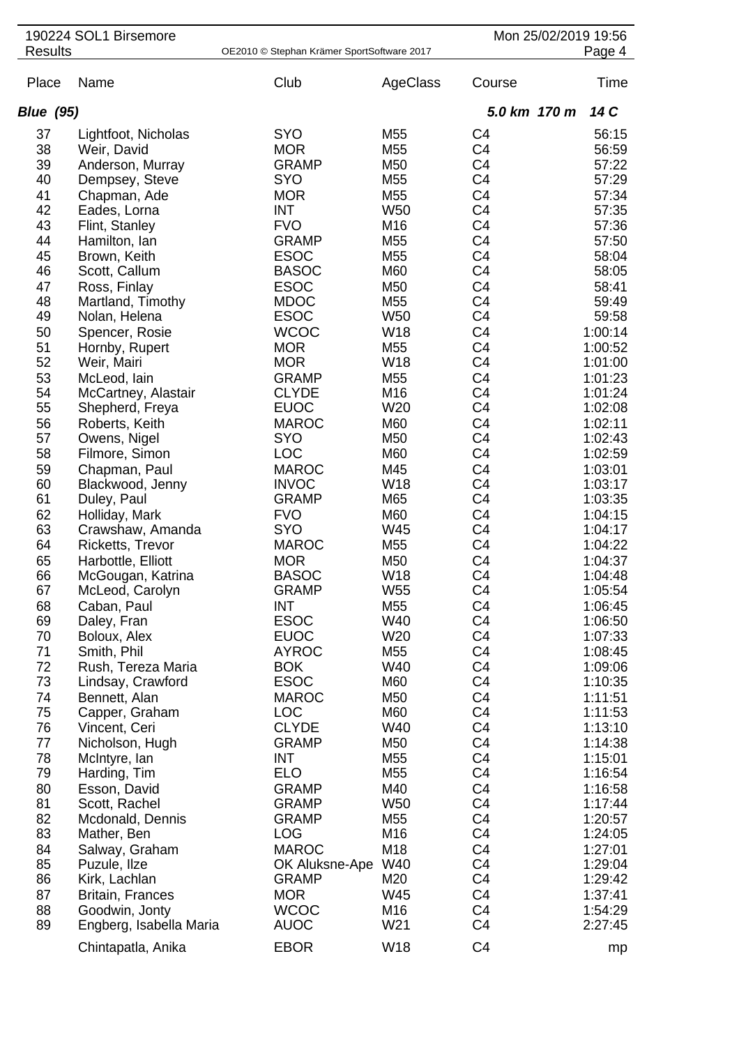190224 SOL1 Birsemore
Results

Mon 25/02/2019 19:56

| Place | Name | Club | AgeClass | Course | Time |
|---|---|---|---|---|---|
| ***Blue (95)*** | | | | ***5.0 km 170 m*** | ***14 C*** |
| 37 | Lightfoot, Nicholas | SYO | M55 | C4 | 56:15 |
| 38 | Weir, David | MOR | M55 | C4 | 56:59 |
| 39 | Anderson, Murray | GRAMP | M50 | C4 | 57:22 |
| 40 | Dempsey, Steve | SYO | M55 | C4 | 57:29 |
| 41 | Chapman, Ade | MOR | M55 | C4 | 57:34 |
| 42 | Eades, Lorna | INT | W50 | C4 | 57:35 |
| 43 | Flint, Stanley | FVO | M16 | C4 | 57:36 |
| 44 | Hamilton, Ian | GRAMP | M55 | C4 | 57:50 |
| 45 | Brown, Keith | ESOC | M55 | C4 | 58:04 |
| 46 | Scott, Callum | BASOC | M60 | C4 | 58:05 |
| 47 | Ross, Finlay | ESOC | M50 | C4 | 58:41 |
| 48 | Martland, Timothy | MDOC | M55 | C4 | 59:49 |
| 49 | Nolan, Helena | ESOC | W50 | C4 | 59:58 |
| 50 | Spencer, Rosie | WCOC | W18 | C4 | 1:00:14 |
| 51 | Hornby, Rupert | MOR | M55 | C4 | 1:00:52 |
| 52 | Weir, Mairi | MOR | W18 | C4 | 1:01:00 |
| 53 | McLeod, Iain | GRAMP | M55 | C4 | 1:01:23 |
| 54 | McCartney, Alastair | CLYDE | M16 | C4 | 1:01:24 |
| 55 | Shepherd, Freya | EUOC | W20 | C4 | 1:02:08 |
| 56 | Roberts, Keith | MAROC | M60 | C4 | 1:02:11 |
| 57 | Owens, Nigel | SYO | M50 | C4 | 1:02:43 |
| 58 | Filmore, Simon | LOC | M60 | C4 | 1:02:59 |
| 59 | Chapman, Paul | MAROC | M45 | C4 | 1:03:01 |
| 60 | Blackwood, Jenny | INVOC | W18 | C4 | 1:03:17 |
| 61 | Duley, Paul | GRAMP | M65 | C4 | 1:03:35 |
| 62 | Holliday, Mark | FVO | M60 | C4 | 1:04:15 |
| 63 | Crawshaw, Amanda | SYO | W45 | C4 | 1:04:17 |
| 64 | Ricketts, Trevor | MAROC | M55 | C4 | 1:04:22 |
| 65 | Harbottle, Elliott | MOR | M50 | C4 | 1:04:37 |
| 66 | McGougan, Katrina | BASOC | W18 | C4 | 1:04:48 |
| 67 | McLeod, Carolyn | GRAMP | W55 | C4 | 1:05:54 |
| 68 | Caban, Paul | INT | M55 | C4 | 1:06:45 |
| 69 | Daley, Fran | ESOC | W40 | C4 | 1:06:50 |
| 70 | Boloux, Alex | EUOC | W20 | C4 | 1:07:33 |
| 71 | Smith, Phil | AYROC | M55 | C4 | 1:08:45 |
| 72 | Rush, Tereza Maria | BOK | W40 | C4 | 1:09:06 |
| 73 | Lindsay, Crawford | ESOC | M60 | C4 | 1:10:35 |
| 74 | Bennett, Alan | MAROC | M50 | C4 | 1:11:51 |
| 75 | Capper, Graham | LOC | M60 | C4 | 1:11:53 |
| 76 | Vincent, Ceri | CLYDE | W40 | C4 | 1:13:10 |
| 77 | Nicholson, Hugh | GRAMP | M50 | C4 | 1:14:38 |
| 78 | McIntyre, Ian | INT | M55 | C4 | 1:15:01 |
| 79 | Harding, Tim | ELO | M55 | C4 | 1:16:54 |
| 80 | Esson, David | GRAMP | M40 | C4 | 1:16:58 |
| 81 | Scott, Rachel | GRAMP | W50 | C4 | 1:17:44 |
| 82 | Mcdonald, Dennis | GRAMP | M55 | C4 | 1:20:57 |
| 83 | Mather, Ben | LOG | M16 | C4 | 1:24:05 |
| 84 | Salway, Graham | MAROC | M18 | C4 | 1:27:01 |
| 85 | Puzule, Ilze | OK Aluksne-Ape | W40 | C4 | 1:29:04 |
| 86 | Kirk, Lachlan | GRAMP | M20 | C4 | 1:29:42 |
| 87 | Britain, Frances | MOR | W45 | C4 | 1:37:41 |
| 88 | Goodwin, Jonty | WCOC | M16 | C4 | 1:54:29 |
| 89 | Engberg, Isabella Maria | AUOC | W21 | C4 | 2:27:45 |
| | Chintapatla, Anika | EBOR | W18 | C4 | mp |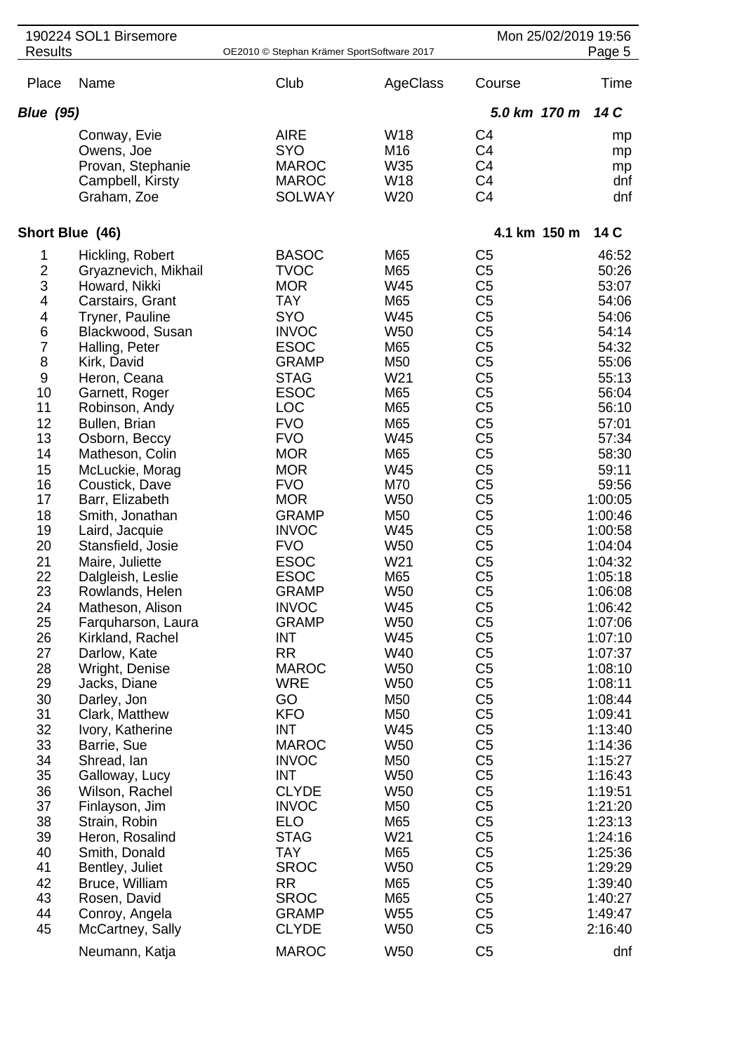| Place | Name | Club | AgeClass | Course | Time |
|---|---|---|---|---|---|
| ***Blue (95)*** | | | | ***5.0 km 170 m*** | ***14 C*** |
| | Conway, Evie | AIRE | W18 | C4 | mp |
| | Owens, Joe | SYO | M16 | C4 | mp |
| | Provan, Stephanie | MAROC | W35 | C4 | mp |
| | Campbell, Kirsty | MAROC | W18 | C4 | dnf |
| | Graham, Zoe | SOLWAY | W20 | C4 | dnf |
| **Short Blue (46)** | | | | **4.1 km 150 m** | **14 C** |
| 1 | Hickling, Robert | BASOC | M65 | C5 | 46:52 |
| 2 | Gryaznevich, Mikhail | TVOC | M65 | C5 | 50:26 |
| 3 | Howard, Nikki | MOR | W45 | C5 | 53:07 |
| 4 | Carstairs, Grant | TAY | M65 | C5 | 54:06 |
| 4 | Tryner, Pauline | SYO | W45 | C5 | 54:06 |
| 6 | Blackwood, Susan | INVOC | W50 | C5 | 54:14 |
| 7 | Halling, Peter | ESOC | M65 | C5 | 54:32 |
| 8 | Kirk, David | GRAMP | M50 | C5 | 55:06 |
| 9 | Heron, Ceana | STAG | W21 | C5 | 55:13 |
| 10 | Garnett, Roger | ESOC | M65 | C5 | 56:04 |
| 11 | Robinson, Andy | LOC | M65 | C5 | 56:10 |
| 12 | Bullen, Brian | FVO | M65 | C5 | 57:01 |
| 13 | Osborn, Beccy | FVO | W45 | C5 | 57:34 |
| 14 | Matheson, Colin | MOR | M65 | C5 | 58:30 |
| 15 | McLuckie, Morag | MOR | W45 | C5 | 59:11 |
| 16 | Coustick, Dave | FVO | M70 | C5 | 59:56 |
| 17 | Barr, Elizabeth | MOR | W50 | C5 | 1:00:05 |
| 18 | Smith, Jonathan | GRAMP | M50 | C5 | 1:00:46 |
| 19 | Laird, Jacquie | INVOC | W45 | C5 | 1:00:58 |
| 20 | Stansfield, Josie | FVO | W50 | C5 | 1:04:04 |
| 21 | Maire, Juliette | ESOC | W21 | C5 | 1:04:32 |
| 22 | Dalgleish, Leslie | ESOC | M65 | C5 | 1:05:18 |
| 23 | Rowlands, Helen | GRAMP | W50 | C5 | 1:06:08 |
| 24 | Matheson, Alison | INVOC | W45 | C5 | 1:06:42 |
| 25 | Farquharson, Laura | GRAMP | W50 | C5 | 1:07:06 |
| 26 | Kirkland, Rachel | INT | W45 | C5 | 1:07:10 |
| 27 | Darlow, Kate | RR | W40 | C5 | 1:07:37 |
| 28 | Wright, Denise | MAROC | W50 | C5 | 1:08:10 |
| 29 | Jacks, Diane | WRE | W50 | C5 | 1:08:11 |
| 30 | Darley, Jon | GO | M50 | C5 | 1:08:44 |
| 31 | Clark, Matthew | KFO | M50 | C5 | 1:09:41 |
| 32 | Ivory, Katherine | INT | W45 | C5 | 1:13:40 |
| 33 | Barrie, Sue | MAROC | W50 | C5 | 1:14:36 |
| 34 | Shread, Ian | INVOC | M50 | C5 | 1:15:27 |
| 35 | Galloway, Lucy | INT | W50 | C5 | 1:16:43 |
| 36 | Wilson, Rachel | CLYDE | W50 | C5 | 1:19:51 |
| 37 | Finlayson, Jim | INVOC | M50 | C5 | 1:21:20 |
| 38 | Strain, Robin | ELO | M65 | C5 | 1:23:13 |
| 39 | Heron, Rosalind | STAG | W21 | C5 | 1:24:16 |
| 40 | Smith, Donald | TAY | M65 | C5 | 1:25:36 |
| 41 | Bentley, Juliet | SROC | W50 | C5 | 1:29:29 |
| 42 | Bruce, William | RR | M65 | C5 | 1:39:40 |
| 43 | Rosen, David | SROC | M65 | C5 | 1:40:27 |
| 44 | Conroy, Angela | GRAMP | W55 | C5 | 1:49:47 |
| 45 | McCartney, Sally | CLYDE | W50 | C5 | 2:16:40 |
| | Neumann, Katja | MAROC | W50 | C5 | dnf |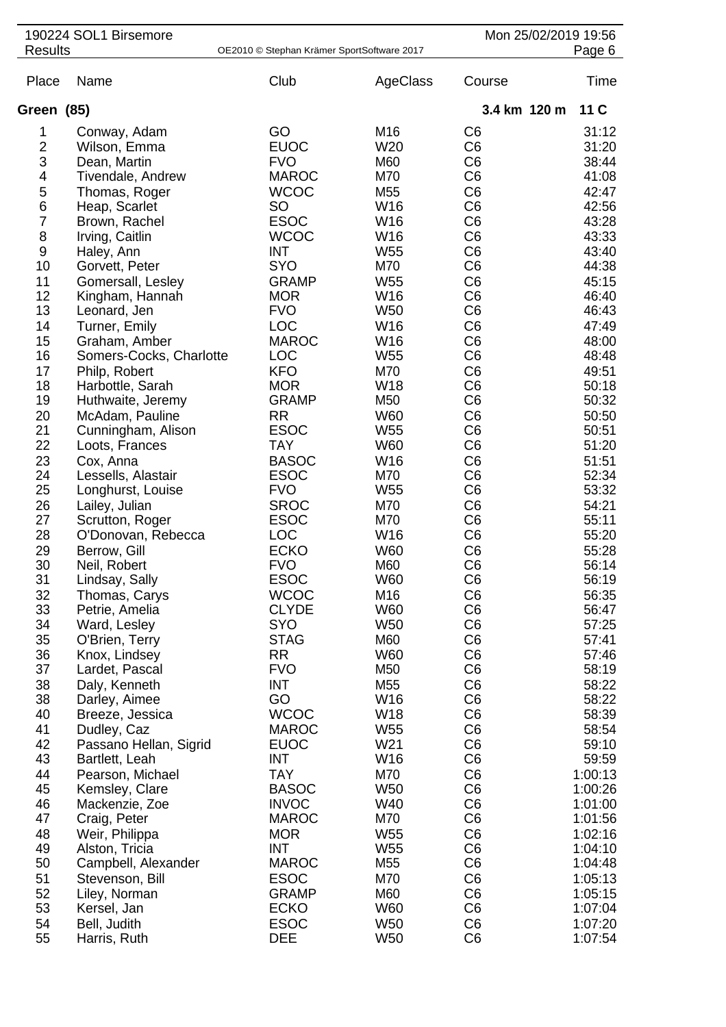190224 SOL1 Birsemore
Results

| Place | Name | Club | AgeClass | Course | Time |
|---|---|---|---|---|---|
| **Green (85)** | | | | **3.4 km 120 m** | **11 C** |
| 1 | Conway, Adam | GO | M16 | C6 | 31:12 |
| 2 | Wilson, Emma | EUOC | W20 | C6 | 31:20 |
| 3 | Dean, Martin | FVO | M60 | C6 | 38:44 |
| 4 | Tivendale, Andrew | MAROC | M70 | C6 | 41:08 |
| 5 | Thomas, Roger | WCOC | M55 | C6 | 42:47 |
| 6 | Heap, Scarlet | SO | W16 | C6 | 42:56 |
| 7 | Brown, Rachel | ESOC | W16 | C6 | 43:28 |
| 8 | Irving, Caitlin | WCOC | W16 | C6 | 43:33 |
| 9 | Haley, Ann | INT | W55 | C6 | 43:40 |
| 10 | Gorvett, Peter | SYO | M70 | C6 | 44:38 |
| 11 | Gomersall, Lesley | GRAMP | W55 | C6 | 45:15 |
| 12 | Kingham, Hannah | MOR | W16 | C6 | 46:40 |
| 13 | Leonard, Jen | FVO | W50 | C6 | 46:43 |
| 14 | Turner, Emily | LOC | W16 | C6 | 47:49 |
| 15 | Graham, Amber | MAROC | W16 | C6 | 48:00 |
| 16 | Somers-Cocks, Charlotte | LOC | W55 | C6 | 48:48 |
| 17 | Philp, Robert | KFO | M70 | C6 | 49:51 |
| 18 | Harbottle, Sarah | MOR | W18 | C6 | 50:18 |
| 19 | Huthwaite, Jeremy | GRAMP | M50 | C6 | 50:32 |
| 20 | McAdam, Pauline | RR | W60 | C6 | 50:50 |
| 21 | Cunningham, Alison | ESOC | W55 | C6 | 50:51 |
| 22 | Loots, Frances | TAY | W60 | C6 | 51:20 |
| 23 | Cox, Anna | BASOC | W16 | C6 | 51:51 |
| 24 | Lessells, Alastair | ESOC | M70 | C6 | 52:34 |
| 25 | Longhurst, Louise | FVO | W55 | C6 | 53:32 |
| 26 | Lailey, Julian | SROC | M70 | C6 | 54:21 |
| 27 | Scrutton, Roger | ESOC | M70 | C6 | 55:11 |
| 28 | O'Donovan, Rebecca | LOC | W16 | C6 | 55:20 |
| 29 | Berrow, Gill | ECKO | W60 | C6 | 55:28 |
| 30 | Neil, Robert | FVO | M60 | C6 | 56:14 |
| 31 | Lindsay, Sally | ESOC | W60 | C6 | 56:19 |
| 32 | Thomas, Carys | WCOC | M16 | C6 | 56:35 |
| 33 | Petrie, Amelia | CLYDE | W60 | C6 | 56:47 |
| 34 | Ward, Lesley | SYO | W50 | C6 | 57:25 |
| 35 | O'Brien, Terry | STAG | M60 | C6 | 57:41 |
| 36 | Knox, Lindsey | RR | W60 | C6 | 57:46 |
| 37 | Lardet, Pascal | FVO | M50 | C6 | 58:19 |
| 38 | Daly, Kenneth | INT | M55 | C6 | 58:22 |
| 38 | Darley, Aimee | GO | W16 | C6 | 58:22 |
| 40 | Breeze, Jessica | WCOC | W18 | C6 | 58:39 |
| 41 | Dudley, Caz | MAROC | W55 | C6 | 58:54 |
| 42 | Passano Hellan, Sigrid | EUOC | W21 | C6 | 59:10 |
| 43 | Bartlett, Leah | INT | W16 | C6 | 59:59 |
| 44 | Pearson, Michael | TAY | M70 | C6 | 1:00:13 |
| 45 | Kemsley, Clare | BASOC | W50 | C6 | 1:00:26 |
| 46 | Mackenzie, Zoe | INVOC | W40 | C6 | 1:01:00 |
| 47 | Craig, Peter | MAROC | M70 | C6 | 1:01:56 |
| 48 | Weir, Philippa | MOR | W55 | C6 | 1:02:16 |
| 49 | Alston, Tricia | INT | W55 | C6 | 1:04:10 |
| 50 | Campbell, Alexander | MAROC | M55 | C6 | 1:04:48 |
| 51 | Stevenson, Bill | ESOC | M70 | C6 | 1:05:13 |
| 52 | Liley, Norman | GRAMP | M60 | C6 | 1:05:15 |
| 53 | Kersel, Jan | ECKO | W60 | C6 | 1:07:04 |
| 54 | Bell, Judith | ESOC | W50 | C6 | 1:07:20 |
| 55 | Harris, Ruth | DEE | W50 | C6 | 1:07:54 |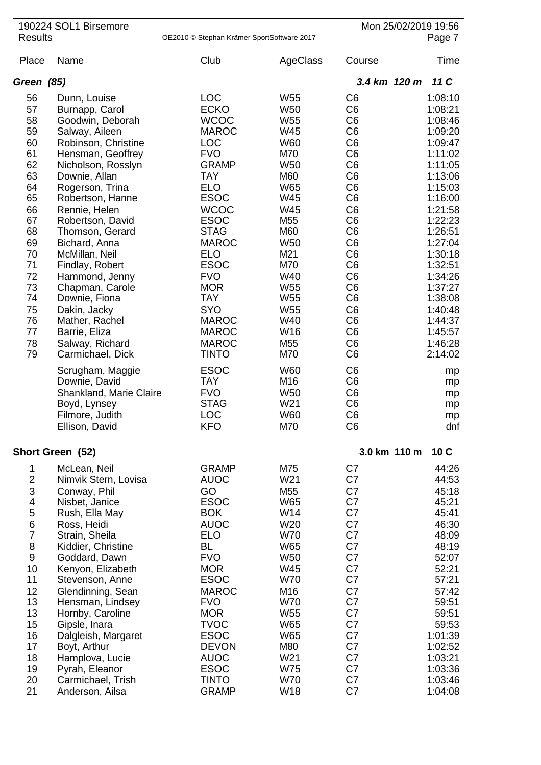| Place | Name | Club | AgeClass | Course | Time |
|---|---|---|---|---|---|
| ***Green (85)*** | | | | ***3.4 km 120 m*** | ***11 C*** |
| 56 | Dunn, Louise | LOC | W55 | C6 | 1:08:10 |
| 57 | Burnapp, Carol | ECKO | W50 | C6 | 1:08:21 |
| 58 | Goodwin, Deborah | WCOC | W55 | C6 | 1:08:46 |
| 59 | Salway, Aileen | MAROC | W45 | C6 | 1:09:20 |
| 60 | Robinson, Christine | LOC | W60 | C6 | 1:09:47 |
| 61 | Hensman, Geoffrey | FVO | M70 | C6 | 1:11:02 |
| 62 | Nicholson, Rosslyn | GRAMP | W50 | C6 | 1:11:05 |
| 63 | Downie, Allan | TAY | M60 | C6 | 1:13:06 |
| 64 | Rogerson, Trina | ELO | W65 | C6 | 1:15:03 |
| 65 | Robertson, Hanne | ESOC | W45 | C6 | 1:16:00 |
| 66 | Rennie, Helen | WCOC | W45 | C6 | 1:21:58 |
| 67 | Robertson, David | ESOC | M55 | C6 | 1:22:23 |
| 68 | Thomson, Gerard | STAG | M60 | C6 | 1:26:51 |
| 69 | Bichard, Anna | MAROC | W50 | C6 | 1:27:04 |
| 70 | McMillan, Neil | ELO | M21 | C6 | 1:30:18 |
| 71 | Findlay, Robert | ESOC | M70 | C6 | 1:32:51 |
| 72 | Hammond, Jenny | FVO | W40 | C6 | 1:34:26 |
| 73 | Chapman, Carole | MOR | W55 | C6 | 1:37:27 |
| 74 | Downie, Fiona | TAY | W55 | C6 | 1:38:08 |
| 75 | Dakin, Jacky | SYO | W55 | C6 | 1:40:48 |
| 76 | Mather, Rachel | MAROC | W40 | C6 | 1:44:37 |
| 77 | Barrie, Eliza | MAROC | W16 | C6 | 1:45:57 |
| 78 | Salway, Richard | MAROC | M55 | C6 | 1:46:28 |
| 79 | Carmichael, Dick | TINTO | M70 | C6 | 2:14:02 |
| | Scrugham, Maggie | ESOC | W60 | C6 | mp |
| | Downie, David | TAY | M16 | C6 | mp |
| | Shankland, Marie Claire | FVO | W50 | C6 | mp |
| | Boyd, Lynsey | STAG | W21 | C6 | mp |
| | Filmore, Judith | LOC | W60 | C6 | mp |
| | Ellison, David | KFO | M70 | C6 | dnf |
| **Short Green (52)** | | | | **3.0 km 110 m** | **10 C** |
| 1 | McLean, Neil | GRAMP | M75 | C7 | 44:26 |
| 2 | Nimvik Stern, Lovisa | AUOC | W21 | C7 | 44:53 |
| 3 | Conway, Phil | GO | M55 | C7 | 45:18 |
| 4 | Nisbet, Janice | ESOC | W65 | C7 | 45:21 |
| 5 | Rush, Ella May | BOK | W14 | C7 | 45:41 |
| 6 | Ross, Heidi | AUOC | W20 | C7 | 46:30 |
| 7 | Strain, Sheila | ELO | W70 | C7 | 48:09 |
| 8 | Kiddier, Christine | BL | W65 | C7 | 48:19 |
| 9 | Goddard, Dawn | FVO | W50 | C7 | 52:07 |
| 10 | Kenyon, Elizabeth | MOR | W45 | C7 | 52:21 |
| 11 | Stevenson, Anne | ESOC | W70 | C7 | 57:21 |
| 12 | Glendinning, Sean | MAROC | M16 | C7 | 57:42 |
| 13 | Hensman, Lindsey | FVO | W70 | C7 | 59:51 |
| 13 | Hornby, Caroline | MOR | W55 | C7 | 59:51 |
| 15 | Gipsle, Inara | TVOC | W65 | C7 | 59:53 |
| 16 | Dalgleish, Margaret | ESOC | W65 | C7 | 1:01:39 |
| 17 | Boyt, Arthur | DEVON | M80 | C7 | 1:02:52 |
| 18 | Hamplova, Lucie | AUOC | W21 | C7 | 1:03:21 |
| 19 | Pyrah, Eleanor | ESOC | W75 | C7 | 1:03:36 |
| 20 | Carmichael, Trish | TINTO | W70 | C7 | 1:03:46 |
| 21 | Anderson, Ailsa | GRAMP | W18 | C7 | 1:04:08 |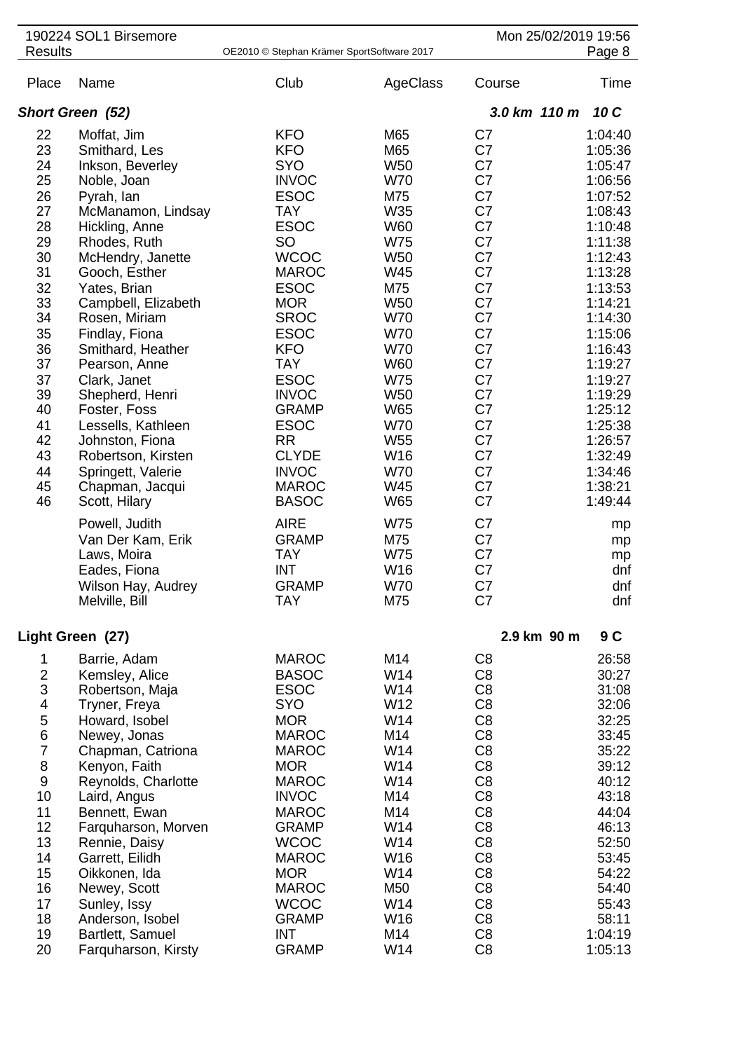190224 SOL1 Birsemore
Results

OE2010 © Stephan Krämer SportSoftware 2017

Mon 25/02/2019 19:56

| Place | Name | Club | AgeClass | Course | Time |
|---|---|---|---|---|---|
| ***Short Green (52)*** | | | | ***3.0 km 110 m*** | ***10 C*** |
| 22 | Moffat, Jim | KFO | M65 | C7 | 1:04:40 |
| 23 | Smithard, Les | KFO | M65 | C7 | 1:05:36 |
| 24 | Inkson, Beverley | SYO | W50 | C7 | 1:05:47 |
| 25 | Noble, Joan | INVOC | W70 | C7 | 1:06:56 |
| 26 | Pyrah, Ian | ESOC | M75 | C7 | 1:07:52 |
| 27 | McManamon, Lindsay | TAY | W35 | C7 | 1:08:43 |
| 28 | Hickling, Anne | ESOC | W60 | C7 | 1:10:48 |
| 29 | Rhodes, Ruth | SO | W75 | C7 | 1:11:38 |
| 30 | McHendry, Janette | WCOC | W50 | C7 | 1:12:43 |
| 31 | Gooch, Esther | MAROC | W45 | C7 | 1:13:28 |
| 32 | Yates, Brian | ESOC | M75 | C7 | 1:13:53 |
| 33 | Campbell, Elizabeth | MOR | W50 | C7 | 1:14:21 |
| 34 | Rosen, Miriam | SROC | W70 | C7 | 1:14:30 |
| 35 | Findlay, Fiona | ESOC | W70 | C7 | 1:15:06 |
| 36 | Smithard, Heather | KFO | W70 | C7 | 1:16:43 |
| 37 | Pearson, Anne | TAY | W60 | C7 | 1:19:27 |
| 37 | Clark, Janet | ESOC | W75 | C7 | 1:19:27 |
| 39 | Shepherd, Henri | INVOC | W50 | C7 | 1:19:29 |
| 40 | Foster, Foss | GRAMP | W65 | C7 | 1:25:12 |
| 41 | Lessells, Kathleen | ESOC | W70 | C7 | 1:25:38 |
| 42 | Johnston, Fiona | RR | W55 | C7 | 1:26:57 |
| 43 | Robertson, Kirsten | CLYDE | W16 | C7 | 1:32:49 |
| 44 | Springett, Valerie | INVOC | W70 | C7 | 1:34:46 |
| 45 | Chapman, Jacqui | MAROC | W45 | C7 | 1:38:21 |
| 46 | Scott, Hilary | BASOC | W65 | C7 | 1:49:44 |
| | Powell, Judith | AIRE | W75 | C7 | mp |
| | Van Der Kam, Erik | GRAMP | M75 | C7 | mp |
| | Laws, Moira | TAY | W75 | C7 | mp |
| | Eades, Fiona | INT | W16 | C7 | dnf |
| | Wilson Hay, Audrey | GRAMP | W70 | C7 | dnf |
| | Melville, Bill | TAY | M75 | C7 | dnf |
| **Light Green (27)** | | | | **2.9 km 90 m** | **9 C** |
| 1 | Barrie, Adam | MAROC | M14 | C8 | 26:58 |
| 2 | Kemsley, Alice | BASOC | W14 | C8 | 30:27 |
| 3 | Robertson, Maja | ESOC | W14 | C8 | 31:08 |
| 4 | Tryner, Freya | SYO | W12 | C8 | 32:06 |
| 5 | Howard, Isobel | MOR | W14 | C8 | 32:25 |
| 6 | Newey, Jonas | MAROC | M14 | C8 | 33:45 |
| 7 | Chapman, Catriona | MAROC | W14 | C8 | 35:22 |
| 8 | Kenyon, Faith | MOR | W14 | C8 | 39:12 |
| 9 | Reynolds, Charlotte | MAROC | W14 | C8 | 40:12 |
| 10 | Laird, Angus | INVOC | M14 | C8 | 43:18 |
| 11 | Bennett, Ewan | MAROC | M14 | C8 | 44:04 |
| 12 | Farquharson, Morven | GRAMP | W14 | C8 | 46:13 |
| 13 | Rennie, Daisy | WCOC | W14 | C8 | 52:50 |
| 14 | Garrett, Eilidh | MAROC | W16 | C8 | 53:45 |
| 15 | Oikkonen, Ida | MOR | W14 | C8 | 54:22 |
| 16 | Newey, Scott | MAROC | M50 | C8 | 54:40 |
| 17 | Sunley, Issy | WCOC | W14 | C8 | 55:43 |
| 18 | Anderson, Isobel | GRAMP | W16 | C8 | 58:11 |
| 19 | Bartlett, Samuel | INT | M14 | C8 | 1:04:19 |
| 20 | Farquharson, Kirsty | GRAMP | W14 | C8 | 1:05:13 |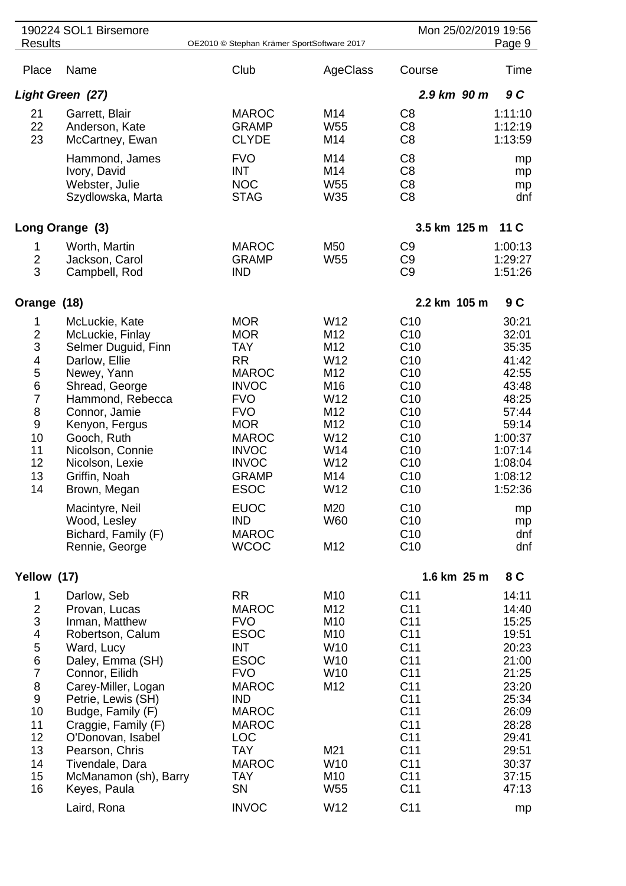190224 SOL1 Birsemore
Results

OE2010 © Stephan Krämer SportSoftware 2017

Mon 25/02/2019 19:56

| Place | Name | Club | AgeClass | Course | Time |
|---|---|---|---|---|---|
| ***Light Green (27)*** | | | | ***2.9 km 90 m*** | ***9 C*** |
| 21 | Garrett, Blair | MAROC | M14 | C8 | 1:11:10 |
| 22 | Anderson, Kate | GRAMP | W55 | C8 | 1:12:19 |
| 23 | McCartney, Ewan | CLYDE | M14 | C8 | 1:13:59 |
| | Hammond, James | FVO | M14 | C8 | mp |
| | Ivory, David | INT | M14 | C8 | mp |
| | Webster, Julie | NOC | W55 | C8 | mp |
| | Szydlowska, Marta | STAG | W35 | C8 | dnf |
| **Long Orange (3)** | | | | **3.5 km 125 m** | **11 C** |
| 1 | Worth, Martin | MAROC | M50 | C9 | 1:00:13 |
| 2 | Jackson, Carol | GRAMP | W55 | C9 | 1:29:27 |
| 3 | Campbell, Rod | IND | | C9 | 1:51:26 |
| **Orange (18)** | | | | **2.2 km 105 m** | **9 C** |
| 1 | McLuckie, Kate | MOR | W12 | C10 | 30:21 |
| 2 | McLuckie, Finlay | MOR | M12 | C10 | 32:01 |
| 3 | Selmer Duguid, Finn | TAY | M12 | C10 | 35:35 |
| 4 | Darlow, Ellie | RR | W12 | C10 | 41:42 |
| 5 | Newey, Yann | MAROC | M12 | C10 | 42:55 |
| 6 | Shread, George | INVOC | M16 | C10 | 43:48 |
| 7 | Hammond, Rebecca | FVO | W12 | C10 | 48:25 |
| 8 | Connor, Jamie | FVO | M12 | C10 | 57:44 |
| 9 | Kenyon, Fergus | MOR | M12 | C10 | 59:14 |
| 10 | Gooch, Ruth | MAROC | W12 | C10 | 1:00:37 |
| 11 | Nicolson, Connie | INVOC | W14 | C10 | 1:07:14 |
| 12 | Nicolson, Lexie | INVOC | W12 | C10 | 1:08:04 |
| 13 | Griffin, Noah | GRAMP | M14 | C10 | 1:08:12 |
| 14 | Brown, Megan | ESOC | W12 | C10 | 1:52:36 |
| | Macintyre, Neil | EUOC | M20 | C10 | mp |
| | Wood, Lesley | IND | W60 | C10 | mp |
| | Bichard, Family (F) | MAROC | | C10 | dnf |
| | Rennie, George | WCOC | M12 | C10 | dnf |
| **Yellow (17)** | | | | **1.6 km 25 m** | **8 C** |
| 1 | Darlow, Seb | RR | M10 | C11 | 14:11 |
| 2 | Provan, Lucas | MAROC | M12 | C11 | 14:40 |
| 3 | Inman, Matthew | FVO | M10 | C11 | 15:25 |
| 4 | Robertson, Calum | ESOC | M10 | C11 | 19:51 |
| 5 | Ward, Lucy | INT | W10 | C11 | 20:23 |
| 6 | Daley, Emma (SH) | ESOC | W10 | C11 | 21:00 |
| 7 | Connor, Eilidh | FVO | W10 | C11 | 21:25 |
| 8 | Carey-Miller, Logan | MAROC | M12 | C11 | 23:20 |
| 9 | Petrie, Lewis (SH) | IND | | C11 | 25:34 |
| 10 | Budge, Family (F) | MAROC | | C11 | 26:09 |
| 11 | Craggie, Family (F) | MAROC | | C11 | 28:28 |
| 12 | O'Donovan, Isabel | LOC | | C11 | 29:41 |
| 13 | Pearson, Chris | TAY | M21 | C11 | 29:51 |
| 14 | Tivendale, Dara | MAROC | W10 | C11 | 30:37 |
| 15 | McManamon (sh), Barry | TAY | M10 | C11 | 37:15 |
| 16 | Keyes, Paula | SN | W55 | C11 | 47:13 |
| | Laird, Rona | INVOC | W12 | C11 | mp |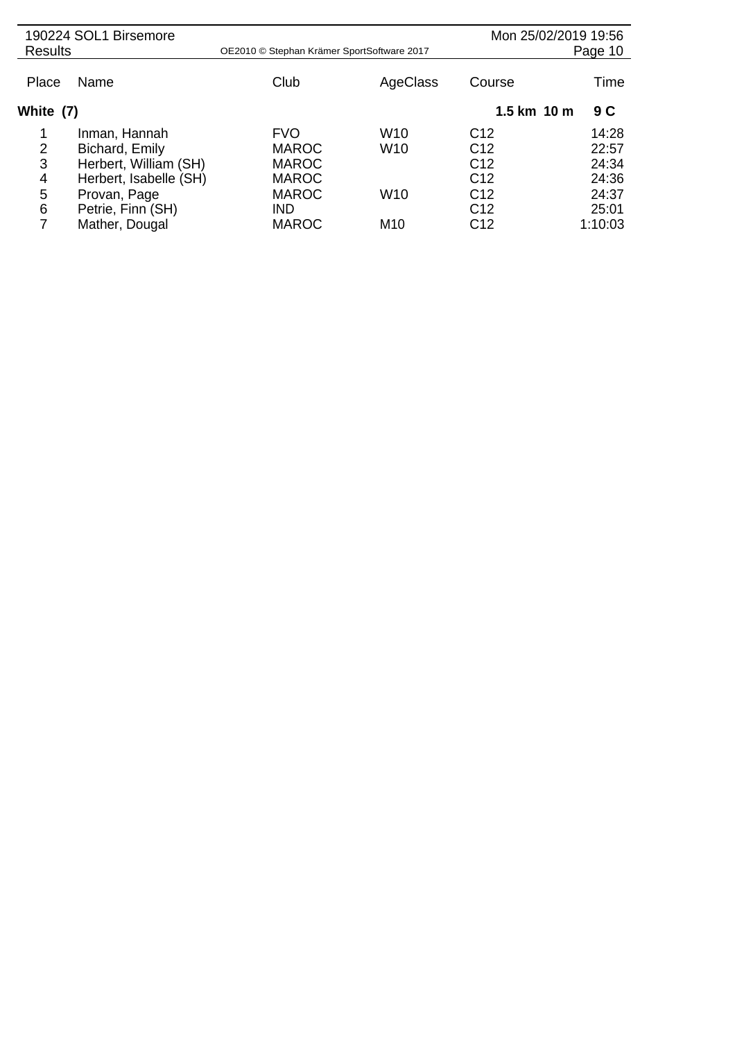| Place | Name | Club | AgeClass | Course | Time |
|---|---|---|---|---|---|
| **White (7)** | | | | **1.5 km 10 m** | **9 C** |
| 1 | Inman, Hannah | FVO | W10 | C12 | 14:28 |
| 2 | Bichard, Emily | MAROC | W10 | C12 | 22:57 |
| 3 | Herbert, William (SH) | MAROC | | C12 | 24:34 |
| 4 | Herbert, Isabelle (SH) | MAROC | | C12 | 24:36 |
| 5 | Provan, Page | MAROC | W10 | C12 | 24:37 |
| 6 | Petrie, Finn (SH) | IND | | C12 | 25:01 |
| 7 | Mather, Dougal | MAROC | M10 | C12 | 1:10:03 |